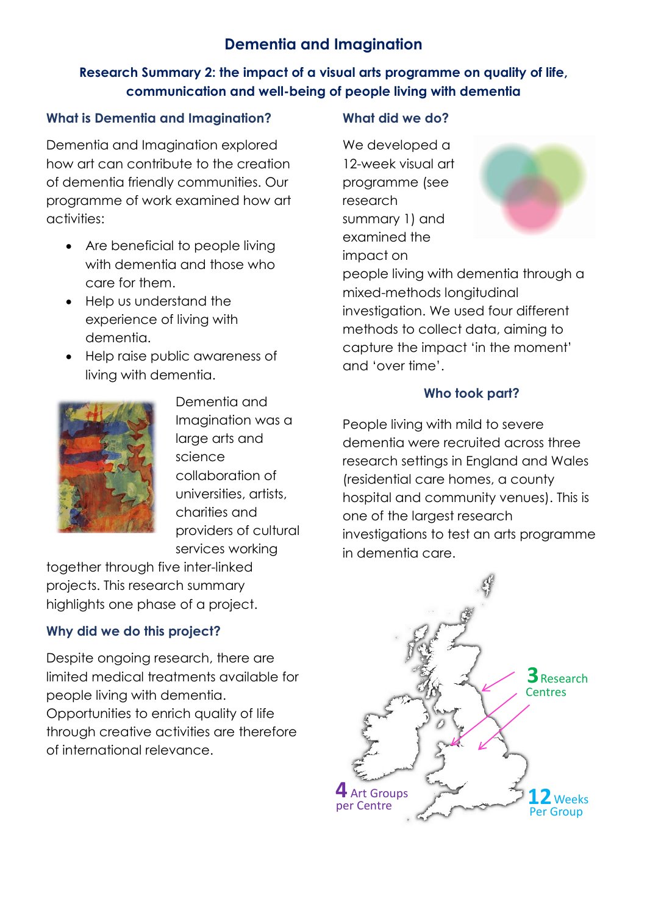# Dementia and Imagination

## Research Summary 2: the impact of a visual arts programme on quality of life, communication and well-being of people living with dementia

### What is Dementia and Imagination?

Dementia and Imagination explored how art can contribute to the creation of dementia friendly communities. Our programme of work examined how art activities:

- Are beneficial to people living with dementia and those who care for them.
- Help us understand the experience of living with dementia.
- Help raise public awareness of living with dementia.

Dementia and Imagination was a large arts and science collaboration of universities, artists, charities and providers of cultural services working together through five inter-linked projects. This research summary highlights one phase of a project.

### Why did we do this project?

Despite ongoing research, there are limited medical treatments available for people living with dementia. Opportunities to enrich quality of life through creative activities are therefore of international relevance.

### What did we do?

We developed a 12-week visual art programme (see research summary 1) and examined the impact on people living with dementia through a mixed-methods longitudinal investigation. We used four different methods to collect data, aiming to capture the impact 'in the moment' and 'over time'.

### Who took part?

People living with mild to severe dementia were recruited across three research settings in England and Wales (residential care homes, a county hospital and community venues). This is one of the largest research investigations to test an arts programme in dementia care.

**3** Research Centres

**4** Art Groups per Centre

**12** Weeks Per Group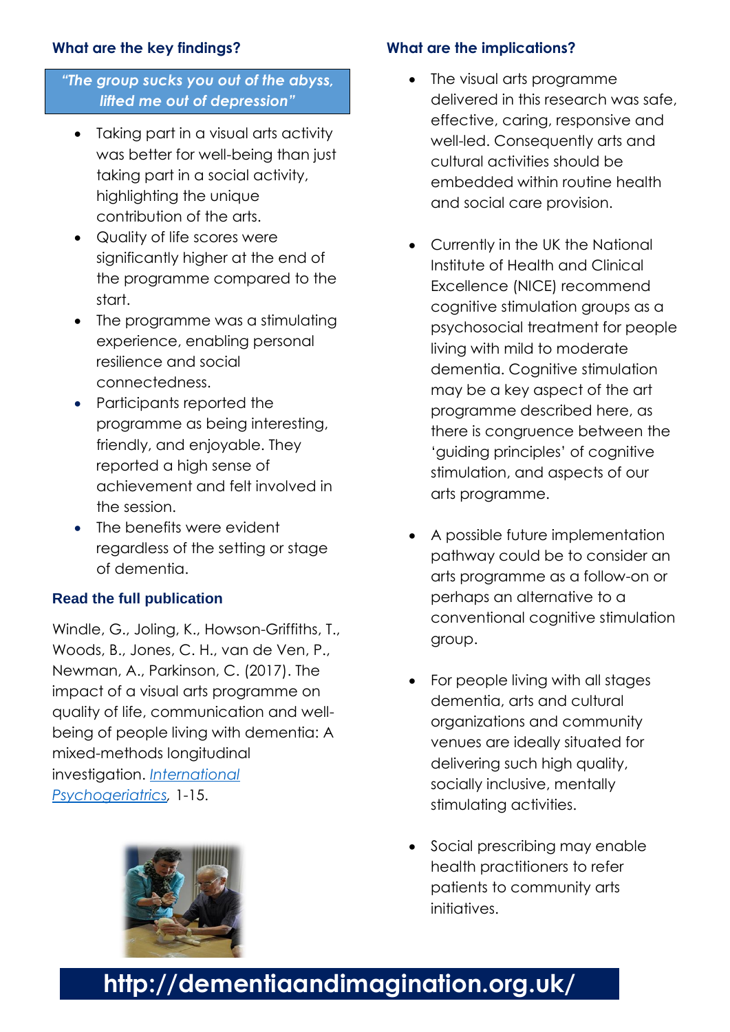### What are the key findings?

***"The group sucks you out of the abyss, lifted me out of depression"***

- Taking part in a visual arts activity was better for well-being than just taking part in a social activity, highlighting the unique contribution of the arts.
- Quality of life scores were significantly higher at the end of the programme compared to the start.
- The programme was a stimulating experience, enabling personal resilience and social connectedness.
- Participants reported the programme as being interesting, friendly, and enjoyable. They reported a high sense of achievement and felt involved in the session.
- The benefits were evident regardless of the setting or stage of dementia.

### Read the full publication

Windle, G., Joling, K., Howson-Griffiths, T., Woods, B., Jones, C. H., van de Ven, P., Newman, A., Parkinson, C. (2017). The impact of a visual arts programme on quality of life, communication and well-being of people living with dementia: A mixed-methods longitudinal investigation. *International Psychogeriatrics*, 1-15.

### What are the implications?

- The visual arts programme delivered in this research was safe, effective, caring, responsive and well-led. Consequently arts and cultural activities should be embedded within routine health and social care provision.
- Currently in the UK the National Institute of Health and Clinical Excellence (NICE) recommend cognitive stimulation groups as a psychosocial treatment for people living with mild to moderate dementia. Cognitive stimulation may be a key aspect of the art programme described here, as there is congruence between the 'guiding principles' of cognitive stimulation, and aspects of our arts programme.
- A possible future implementation pathway could be to consider an arts programme as a follow-on or perhaps an alternative to a conventional cognitive stimulation group.
- For people living with all stages dementia, arts and cultural organizations and community venues are ideally situated for delivering such high quality, socially inclusive, mentally stimulating activities.
- Social prescribing may enable health practitioners to refer patients to community arts initiatives.

**http://dementiaandimagination.org.uk/**